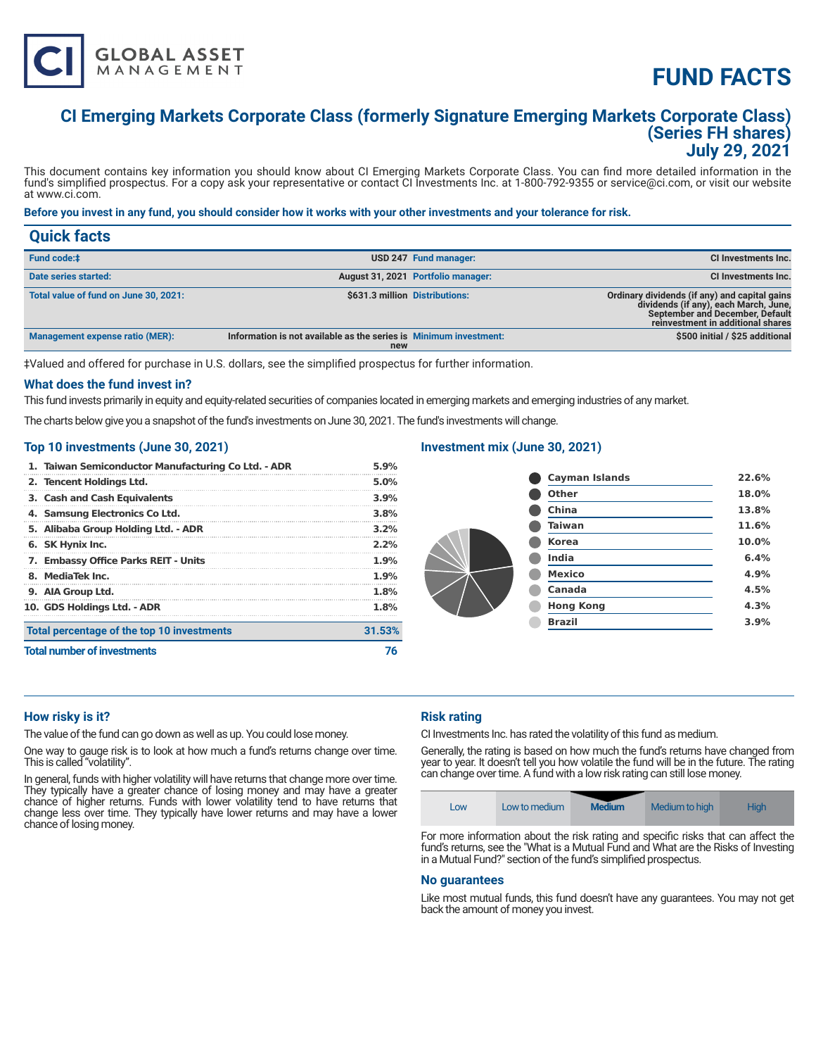# FUND FACTS

## CI Emerging Markets Corporate Class (formerly Signature Emerging Markets Corporate Class) (Series FH shares) July 29, 2021

This document contains key information you should know about CI Emerging Markets Corporate Class. You can find more detailed information in the fund's simplified prospectus. For a copy ask your representative or contact CI Investments Inc. at 1-800-792-9355 or service@ci.com, or visit our website at www.ci.com.

**Before you invest in any fund, you should consider how it works with your other investments and your tolerance for risk.**

## Quick facts

| | | | |
|---|---|---|---|
| **Fund code:‡** | USD 247 | **Fund manager:** | CI Investments Inc. |
| **Date series started:** | August 31, 2021 | **Portfolio manager:** | CI Investments Inc. |
| **Total value of fund on June 30, 2021:** | $631.3 million | **Distributions:** | Ordinary dividends (if any) and capital gains dividends (if any), each March, June, September and December, Default reinvestment in additional shares |
| **Management expense ratio (MER):** | Information is not available as the series is new | **Minimum investment:** | $500 initial / $25 additional |

‡Valued and offered for purchase in U.S. dollars, see the simplified prospectus for further information.

### What does the fund invest in?

This fund invests primarily in equity and equity-related securities of companies located in emerging markets and emerging industries of any market.

The charts below give you a snapshot of the fund's investments on June 30, 2021. The fund's investments will change.

### Top 10 investments (June 30, 2021)

| | |
|---|---|
| 1. Taiwan Semiconductor Manufacturing Co Ltd. - ADR | 5.9% |
| 2. Tencent Holdings Ltd. | 5.0% |
| 3. Cash and Cash Equivalents | 3.9% |
| 4. Samsung Electronics Co Ltd. | 3.8% |
| 5. Alibaba Group Holding Ltd. - ADR | 3.2% |
| 6. SK Hynix Inc. | 2.2% |
| 7. Embassy Office Parks REIT - Units | 1.9% |
| 8. MediaTek Inc. | 1.9% |
| 9. AIA Group Ltd. | 1.8% |
| 10. GDS Holdings Ltd. - ADR | 1.8% |
| **Total percentage of the top 10 investments** | **31.53%** |
| **Total number of investments** | **76** |

### Investment mix (June 30, 2021)

| | |
|---|---|
| Cayman Islands | 22.6% |
| Other | 18.0% |
| China | 13.8% |
| Taiwan | 11.6% |
| Korea | 10.0% |
| India | 6.4% |
| Mexico | 4.9% |
| Canada | 4.5% |
| Hong Kong | 4.3% |
| Brazil | 3.9% |

### How risky is it?

The value of the fund can go down as well as up. You could lose money.

One way to gauge risk is to look at how much a fund's returns change over time. This is called "volatility".

In general, funds with higher volatility will have returns that change more over time. They typically have a greater chance of losing money and may have a greater chance of higher returns. Funds with lower volatility tend to have returns that change less over time. They typically have lower returns and may have a lower chance of losing money.

### Risk rating

CI Investments Inc. has rated the volatility of this fund as medium.

Generally, the rating is based on how much the fund's returns have changed from year to year. It doesn't tell you how volatile the fund will be in the future. The rating can change over time. A fund with a low risk rating can still lose money.

| Low | Low to medium | **Medium** | Medium to high | High |
|---|---|---|---|---|

For more information about the risk rating and specific risks that can affect the fund's returns, see the "What is a Mutual Fund and What are the Risks of Investing in a Mutual Fund?" section of the fund's simplified prospectus.

### No guarantees

Like most mutual funds, this fund doesn't have any guarantees. You may not get back the amount of money you invest.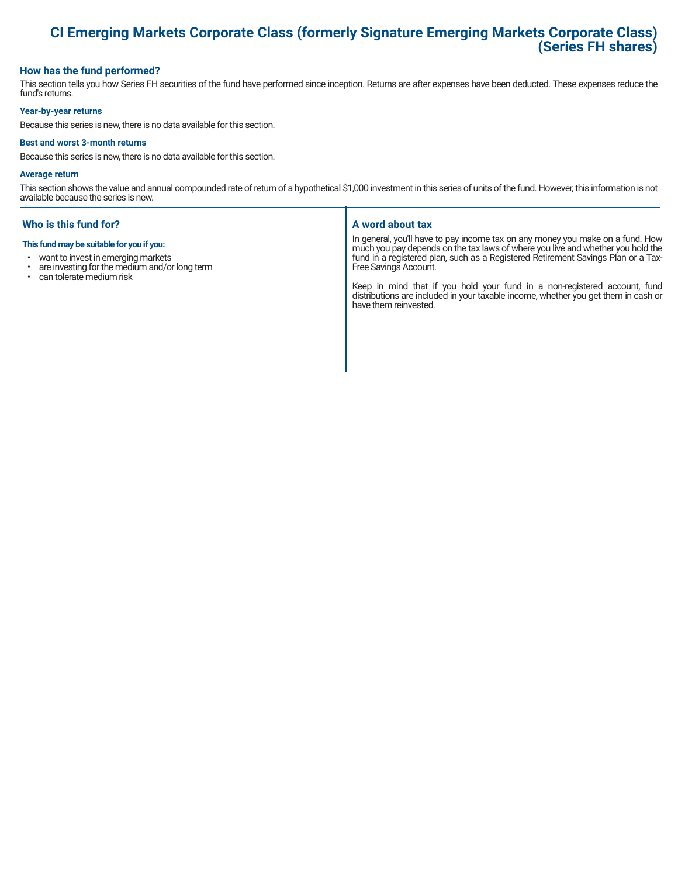# CI Emerging Markets Corporate Class (formerly Signature Emerging Markets Corporate Class) (Series FH shares)

## How has the fund performed?

This section tells you how Series FH securities of the fund have performed since inception. Returns are after expenses have been deducted. These expenses reduce the fund's returns.

### Year-by-year returns

Because this series is new, there is no data available for this section.

### Best and worst 3-month returns

Because this series is new, there is no data available for this section.

### Average return

This section shows the value and annual compounded rate of return of a hypothetical $1,000 investment in this series of units of the fund. However, this information is not available because the series is new.

## Who is this fund for?

**This fund may be suitable for you if you:**

- want to invest in emerging markets
- are investing for the medium and/or long term
- can tolerate medium risk

## A word about tax

In general, you'll have to pay income tax on any money you make on a fund. How much you pay depends on the tax laws of where you live and whether you hold the fund in a registered plan, such as a Registered Retirement Savings Plan or a Tax-Free Savings Account.

Keep in mind that if you hold your fund in a non-registered account, fund distributions are included in your taxable income, whether you get them in cash or have them reinvested.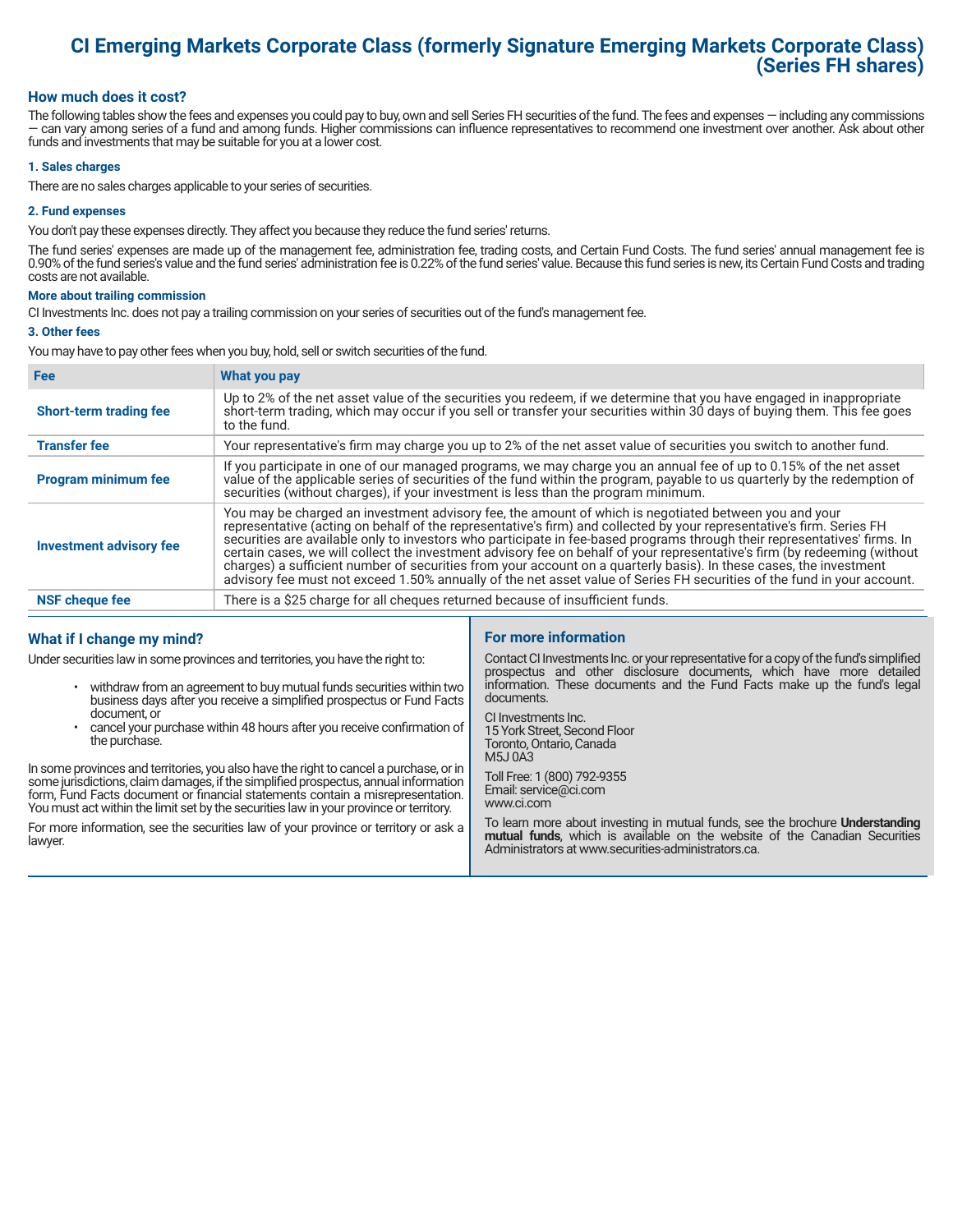# CI Emerging Markets Corporate Class (formerly Signature Emerging Markets Corporate Class) (Series FH shares)

## How much does it cost?

The following tables show the fees and expenses you could pay to buy, own and sell Series FH securities of the fund. The fees and expenses — including any commissions — can vary among series of a fund and among funds. Higher commissions can influence representatives to recommend one investment over another. Ask about other funds and investments that may be suitable for you at a lower cost.

### 1. Sales charges

There are no sales charges applicable to your series of securities.

### 2. Fund expenses

You don't pay these expenses directly. They affect you because they reduce the fund series' returns.

The fund series' expenses are made up of the management fee, administration fee, trading costs, and Certain Fund Costs. The fund series' annual management fee is 0.90% of the fund series's value and the fund series' administration fee is 0.22% of the fund series' value. Because this fund series is new, its Certain Fund Costs and trading costs are not available.

#### More about trailing commission

CI Investments Inc. does not pay a trailing commission on your series of securities out of the fund's management fee.

### 3. Other fees

You may have to pay other fees when you buy, hold, sell or switch securities of the fund.

| Fee | What you pay |
|---|---|
| Short-term trading fee | Up to 2% of the net asset value of the securities you redeem, if we determine that you have engaged in inappropriate short-term trading, which may occur if you sell or transfer your securities within 30 days of buying them. This fee goes to the fund. |
| Transfer fee | Your representative's firm may charge you up to 2% of the net asset value of securities you switch to another fund. |
| Program minimum fee | If you participate in one of our managed programs, we may charge you an annual fee of up to 0.15% of the net asset value of the applicable series of securities of the fund within the program, payable to us quarterly by the redemption of securities (without charges), if your investment is less than the program minimum. |
| Investment advisory fee | You may be charged an investment advisory fee, the amount of which is negotiated between you and your representative (acting on behalf of the representative's firm) and collected by your representative's firm. Series FH securities are available only to investors who participate in fee-based programs through their representatives' firms. In certain cases, we will collect the investment advisory fee on behalf of your representative's firm (by redeeming (without charges) a sufficient number of securities from your account on a quarterly basis). In these cases, the investment advisory fee must not exceed 1.50% annually of the net asset value of Series FH securities of the fund in your account. |
| NSF cheque fee | There is a $25 charge for all cheques returned because of insufficient funds. |

## What if I change my mind?

Under securities law in some provinces and territories, you have the right to:

- withdraw from an agreement to buy mutual funds securities within two business days after you receive a simplified prospectus or Fund Facts document, or
- cancel your purchase within 48 hours after you receive confirmation of the purchase.

In some provinces and territories, you also have the right to cancel a purchase, or in some jurisdictions, claim damages, if the simplified prospectus, annual information form, Fund Facts document or financial statements contain a misrepresentation. You must act within the limit set by the securities law in your province or territory.

For more information, see the securities law of your province or territory or ask a lawyer.

## For more information

Contact CI Investments Inc. or your representative for a copy of the fund's simplified prospectus and other disclosure documents, which have more detailed information. These documents and the Fund Facts make up the fund's legal documents.

CI Investments Inc.
15 York Street, Second Floor
Toronto, Ontario, Canada
M5J 0A3

Toll Free: 1 (800) 792-9355
Email: service@ci.com
www.ci.com

To learn more about investing in mutual funds, see the brochure **Understanding mutual funds**, which is available on the website of the Canadian Securities Administrators at www.securities-administrators.ca.